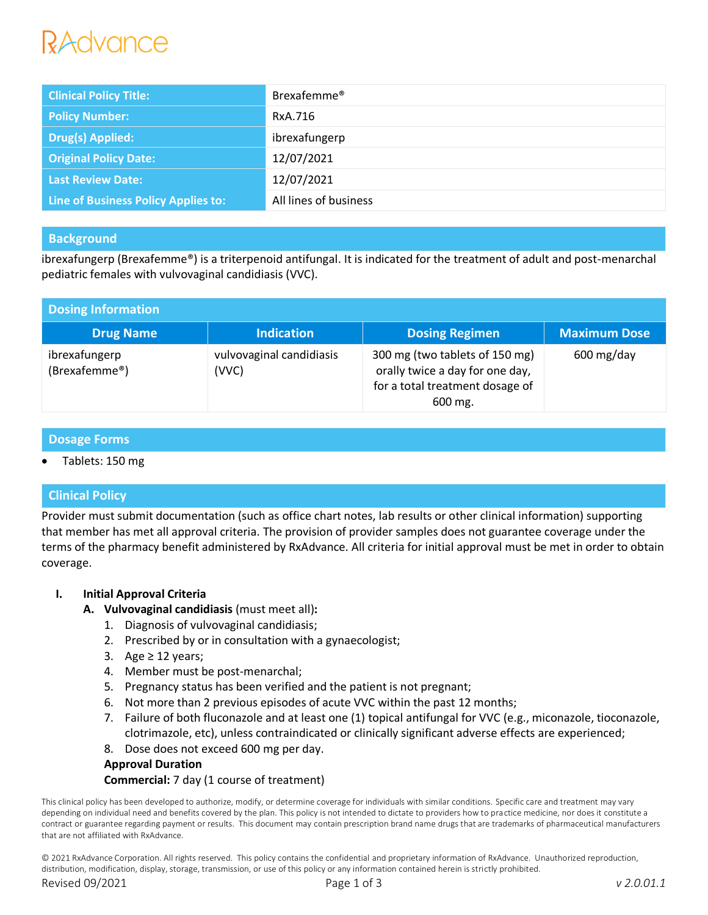| Clinical Policy Title: | Brexafemme® |
| --- | --- |
| Policy Number: | RxA.716 |
| Drug(s) Applied: | ibrexafungerp |
| Original Policy Date: | 12/07/2021 |
| Last Review Date: | 12/07/2021 |
| Line of Business Policy Applies to: | All lines of business |

## Background

ibrexafungerp (Brexafemme®) is a triterpenoid antifungal. It is indicated for the treatment of adult and post-menarchal pediatric females with vulvovaginal candidiasis (VVC).

## Dosing Information

| Drug Name | Indication | Dosing Regimen | Maximum Dose |
| --- | --- | --- | --- |
| ibrexafungerp (Brexafemme®) | vulvovaginal candidiasis (VVC) | 300 mg (two tablets of 150 mg) orally twice a day for one day, for a total treatment dosage of 600 mg. | 600 mg/day |

## Dosage Forms

- Tablets: 150 mg

## Clinical Policy

Provider must submit documentation (such as office chart notes, lab results or other clinical information) supporting that member has met all approval criteria. The provision of provider samples does not guarantee coverage under the terms of the pharmacy benefit administered by RxAdvance. All criteria for initial approval must be met in order to obtain coverage.

**I. Initial Approval Criteria**

**A. Vulvovaginal candidiasis** (must meet all)**:**

1. Diagnosis of vulvovaginal candidiasis;
2. Prescribed by or in consultation with a gynaecologist;
3. Age ≥ 12 years;
4. Member must be post-menarchal;
5. Pregnancy status has been verified and the patient is not pregnant;
6. Not more than 2 previous episodes of acute VVC within the past 12 months;
7. Failure of both fluconazole and at least one (1) topical antifungal for VVC (e.g., miconazole, tioconazole, clotrimazole, etc), unless contraindicated or clinically significant adverse effects are experienced;
8. Dose does not exceed 600 mg per day.

**Approval Duration**

**Commercial:** 7 day (1 course of treatment)

This clinical policy has been developed to authorize, modify, or determine coverage for individuals with similar conditions. Specific care and treatment may vary depending on individual need and benefits covered by the plan. This policy is not intended to dictate to providers how to practice medicine, nor does it constitute a contract or guarantee regarding payment or results. This document may contain prescription brand name drugs that are trademarks of pharmaceutical manufacturers that are not affiliated with RxAdvance.

© 2021 RxAdvance Corporation. All rights reserved. This policy contains the confidential and proprietary information of RxAdvance. Unauthorized reproduction, distribution, modification, display, storage, transmission, or use of this policy or any information contained herein is strictly prohibited.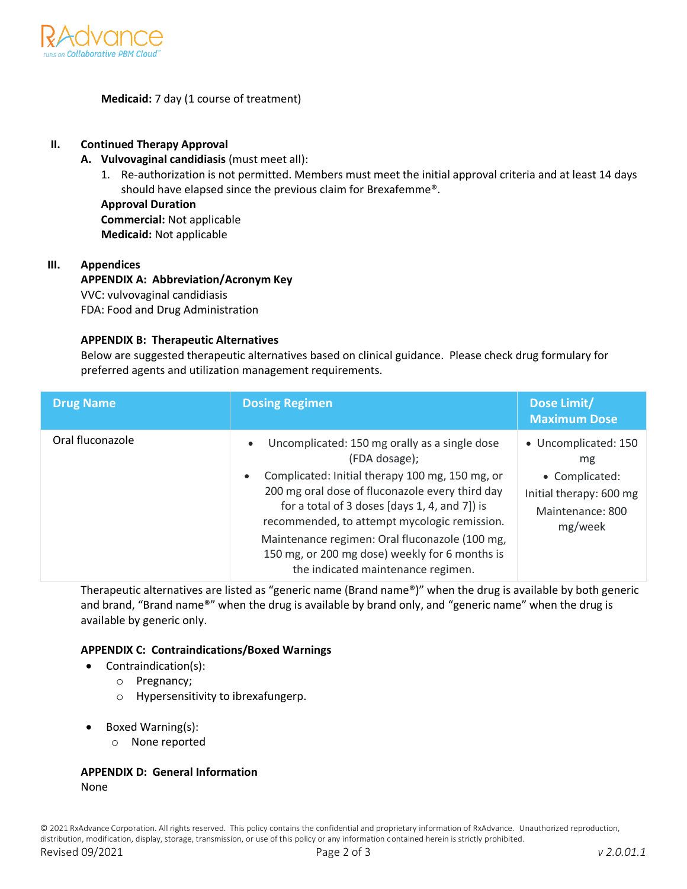**Medicaid:** 7 day (1 course of treatment)

## II. Continued Therapy Approval

**A. Vulvovaginal candidiasis** (must meet all):

1. Re-authorization is not permitted. Members must meet the initial approval criteria and at least 14 days should have elapsed since the previous claim for Brexafemme®.

**Approval Duration**
**Commercial:** Not applicable
**Medicaid:** Not applicable

## III. Appendices

**APPENDIX A: Abbreviation/Acronym Key**
VVC: vulvovaginal candidiasis
FDA: Food and Drug Administration

**APPENDIX B: Therapeutic Alternatives**
Below are suggested therapeutic alternatives based on clinical guidance. Please check drug formulary for preferred agents and utilization management requirements.

| Drug Name | Dosing Regimen | Dose Limit/ Maximum Dose |
|---|---|---|
| Oral fluconazole | • Uncomplicated: 150 mg orally as a single dose (FDA dosage);<br>• Complicated: Initial therapy 100 mg, 150 mg, or 200 mg oral dose of fluconazole every third day for a total of 3 doses [days 1, 4, and 7]) is recommended, to attempt mycologic remission.<br>Maintenance regimen: Oral fluconazole (100 mg, 150 mg, or 200 mg dose) weekly for 6 months is the indicated maintenance regimen. | • Uncomplicated: 150 mg<br>• Complicated: Initial therapy: 600 mg<br>Maintenance: 800 mg/week |

Therapeutic alternatives are listed as "generic name (Brand name®)" when the drug is available by both generic and brand, "Brand name®" when the drug is available by brand only, and "generic name" when the drug is available by generic only.

**APPENDIX C: Contraindications/Boxed Warnings**

- Contraindication(s):
  - Pregnancy;
  - Hypersensitivity to ibrexafungerp.
- Boxed Warning(s):
  - None reported

**APPENDIX D: General Information**
None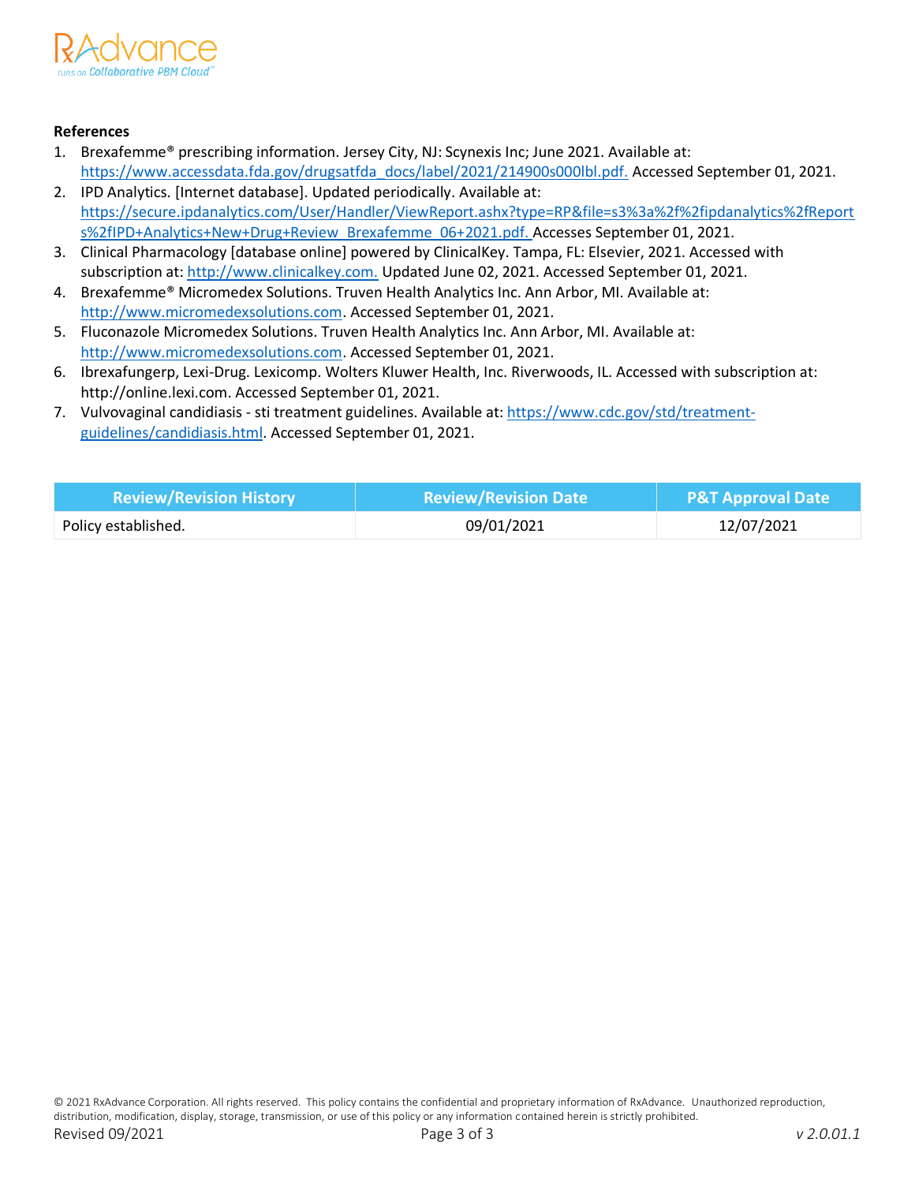**References**

1. Brexafemme® prescribing information. Jersey City, NJ: Scynexis Inc; June 2021. Available at: https://www.accessdata.fda.gov/drugsatfda_docs/label/2021/214900s000lbl.pdf. Accessed September 01, 2021.
2. IPD Analytics. [Internet database]. Updated periodically. Available at: https://secure.ipdanalytics.com/User/Handler/ViewReport.ashx?type=RP&file=s3%3a%2f%2fipdanalytics%2fReports%2fIPD+Analytics+New+Drug+Review_Brexafemme_06+2021.pdf. Accesses September 01, 2021.
3. Clinical Pharmacology [database online] powered by ClinicalKey. Tampa, FL: Elsevier, 2021. Accessed with subscription at: http://www.clinicalkey.com. Updated June 02, 2021. Accessed September 01, 2021.
4. Brexafemme® Micromedex Solutions. Truven Health Analytics Inc. Ann Arbor, MI. Available at: http://www.micromedexsolutions.com. Accessed September 01, 2021.
5. Fluconazole Micromedex Solutions. Truven Health Analytics Inc. Ann Arbor, MI. Available at: http://www.micromedexsolutions.com. Accessed September 01, 2021.
6. Ibrexafungerp, Lexi-Drug. Lexicomp. Wolters Kluwer Health, Inc. Riverwoods, IL. Accessed with subscription at: http://online.lexi.com. Accessed September 01, 2021.
7. Vulvovaginal candidiasis - sti treatment guidelines. Available at: https://www.cdc.gov/std/treatment-guidelines/candidiasis.html. Accessed September 01, 2021.

| Review/Revision History | Review/Revision Date | P&T Approval Date |
| --- | --- | --- |
| Policy established. | 09/01/2021 | 12/07/2021 |

© 2021 RxAdvance Corporation. All rights reserved. This policy contains the confidential and proprietary information of RxAdvance. Unauthorized reproduction, distribution, modification, display, storage, transmission, or use of this policy or any information contained herein is strictly prohibited.